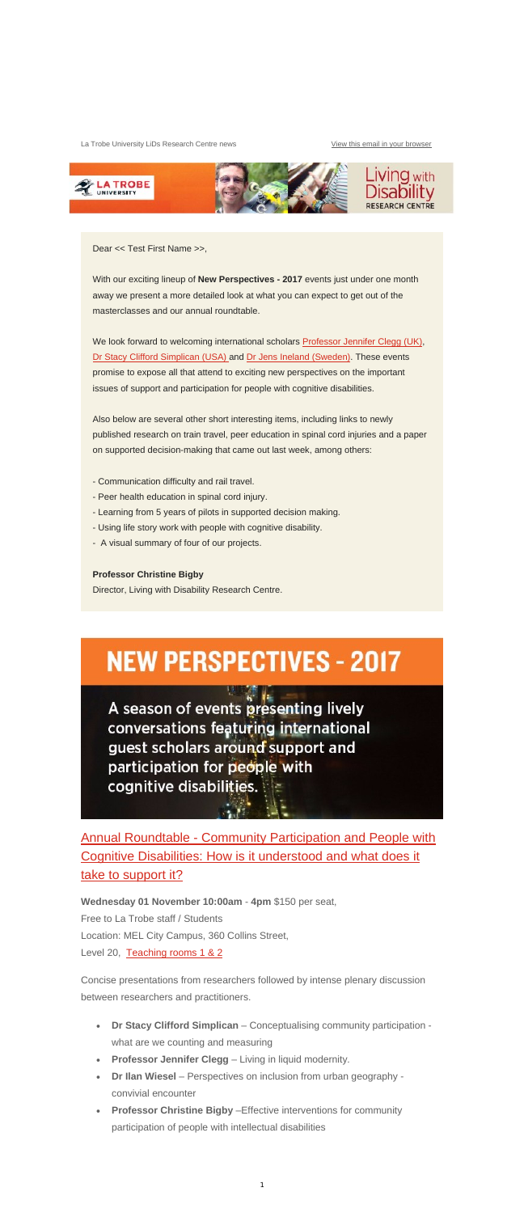La Trobe University LiDs Research Centre news View this email in your browser

Dear << Test First Name >>,

With our exciting lineup of **New Perspectives - 2017** events just under one month away we present a more detailed look at what you can expect to get out of the masterclasses and our annual roundtable.

We look forward to welcoming international scholars Professor Jennifer Clegg (UK), Dr Stacy Clifford Simplican (USA) and Dr Jens Ineland (Sweden). These events promise to expose all that attend to exciting new perspectives on the important issues of support and participation for people with cognitive disabilities.

Also below are several other short interesting items, including links to newly published research on train travel, peer education in spinal cord injuries and a paper on supported decision-making that came out last week, among others:

- Communication difficulty and rail travel.
- Peer health education in spinal cord injury.
- Learning from 5 years of pilots in supported decision making.
- Using life story work with people with cognitive disability.
- A visual summary of four of our projects.

**Professor Christine Bigby**
Director, Living with Disability Research Centre.

# NEW PERSPECTIVES - 2017

A season of events presenting lively conversations featuring international guest scholars around support and participation for people with cognitive disabilities.

## Annual Roundtable - Community Participation and People with Cognitive Disabilities: How is it understood and what does it take to support it?

**Wednesday 01 November 10:00am** - **4pm** $150 per seat,
Free to La Trobe staff / Students
Location: MEL City Campus, 360 Collins Street,
Level 20, Teaching rooms 1 & 2

Concise presentations from researchers followed by intense plenary discussion between researchers and practitioners.

- **Dr Stacy Clifford Simplican** – Conceptualising community participation - what are we counting and measuring
- **Professor Jennifer Clegg** – Living in liquid modernity.
- **Dr Ilan Wiesel** – Perspectives on inclusion from urban geography - convivial encounter
- **Professor Christine Bigby** –Effective interventions for community participation of people with intellectual disabilities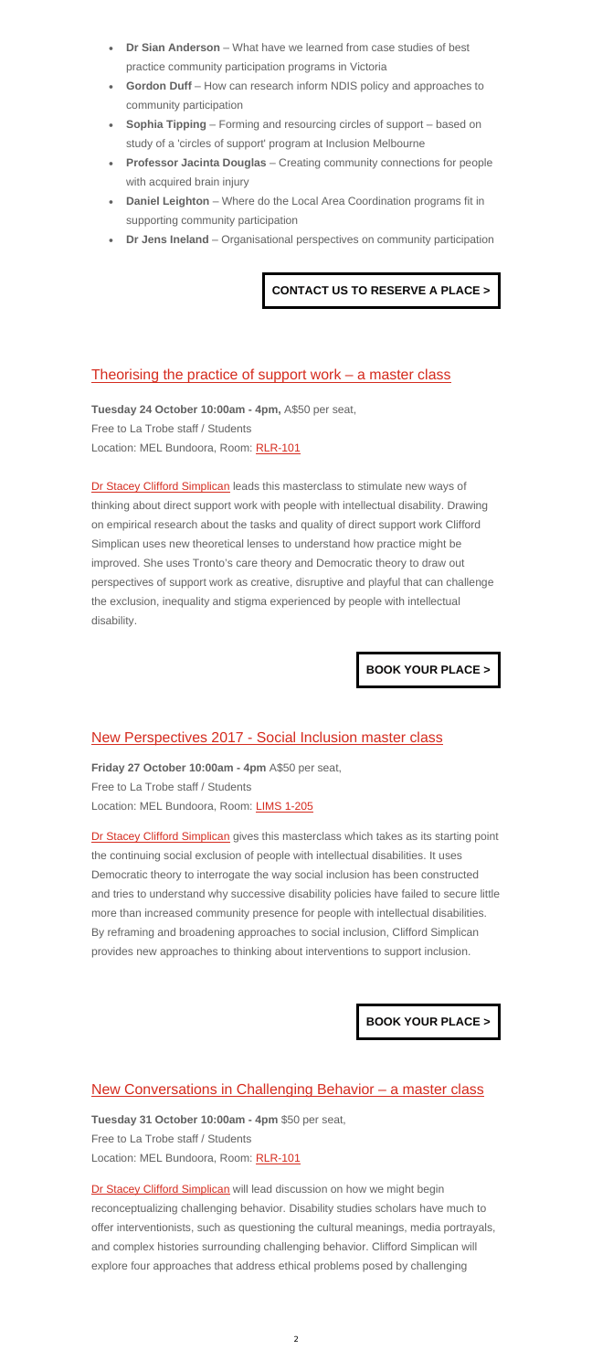- **Dr Sian Anderson** – What have we learned from case studies of best practice community participation programs in Victoria
- **Gordon Duff** – How can research inform NDIS policy and approaches to community participation
- **Sophia Tipping** – Forming and resourcing circles of support – based on study of a 'circles of support' program at Inclusion Melbourne
- **Professor Jacinta Douglas** – Creating community connections for people with acquired brain injury
- **Daniel Leighton** – Where do the Local Area Coordination programs fit in supporting community participation
- **Dr Jens Ineland** – Organisational perspectives on community participation

**CONTACT US TO RESERVE A PLACE >**

## Theorising the practice of support work – a master class

**Tuesday 24 October 10:00am - 4pm,** A$50 per seat,
Free to La Trobe staff / Students
Location: MEL Bundoora, Room: RLR-101

Dr Stacey Clifford Simplican leads this masterclass to stimulate new ways of thinking about direct support work with people with intellectual disability. Drawing on empirical research about the tasks and quality of direct support work Clifford Simplican uses new theoretical lenses to understand how practice might be improved. She uses Tronto's care theory and Democratic theory to draw out perspectives of support work as creative, disruptive and playful that can challenge the exclusion, inequality and stigma experienced by people with intellectual disability.

**BOOK YOUR PLACE >**

## New Perspectives 2017 - Social Inclusion master class

**Friday 27 October 10:00am - 4pm** A$50 per seat,
Free to La Trobe staff / Students
Location: MEL Bundoora, Room: LIMS 1-205

Dr Stacey Clifford Simplican gives this masterclass which takes as its starting point the continuing social exclusion of people with intellectual disabilities. It uses Democratic theory to interrogate the way social inclusion has been constructed and tries to understand why successive disability policies have failed to secure little more than increased community presence for people with intellectual disabilities. By reframing and broadening approaches to social inclusion, Clifford Simplican provides new approaches to thinking about interventions to support inclusion.

**BOOK YOUR PLACE >**

## New Conversations in Challenging Behavior – a master class

**Tuesday 31 October 10:00am - 4pm** $50 per seat,
Free to La Trobe staff / Students
Location: MEL Bundoora, Room: RLR-101

Dr Stacey Clifford Simplican will lead discussion on how we might begin reconceptualizing challenging behavior. Disability studies scholars have much to offer interventionists, such as questioning the cultural meanings, media portrayals, and complex histories surrounding challenging behavior. Clifford Simplican will explore four approaches that address ethical problems posed by challenging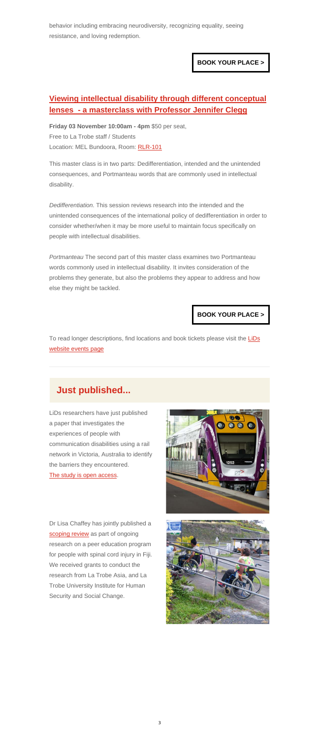behavior including embracing neurodiversity, recognizing equality, seeing resistance, and loving redemption.

**BOOK YOUR PLACE >**

## Viewing intellectual disability through different conceptual lenses - a masterclass with Professor Jennifer Clegg

**Friday 03 November 10:00am - 4pm** $50 per seat,
Free to La Trobe staff / Students
Location: MEL Bundoora, Room: RLR-101

This master class is in two parts: Dedifferentiation, intended and the unintended consequences, and Portmanteau words that are commonly used in intellectual disability.

*Dedifferentiation.* This session reviews research into the intended and the unintended consequences of the international policy of dedifferentiation in order to consider whether/when it may be more useful to maintain focus specifically on people with intellectual disabilities.

*Portmanteau* The second part of this master class examines two Portmanteau words commonly used in intellectual disability. It invites consideration of the problems they generate, but also the problems they appear to address and how else they might be tackled.

**BOOK YOUR PLACE >**

To read longer descriptions, find locations and book tickets please visit the LiDs website events page

## Just published...

LiDs researchers have just published a paper that investigates the experiences of people with communication disabilities using a rail network in Victoria, Australia to identify the barriers they encountered.
The study is open access.

Dr Lisa Chaffey has jointly published a scoping review as part of ongoing research on a peer education program for people with spinal cord injury in Fiji. We received grants to conduct the research from La Trobe Asia, and La Trobe University Institute for Human Security and Social Change.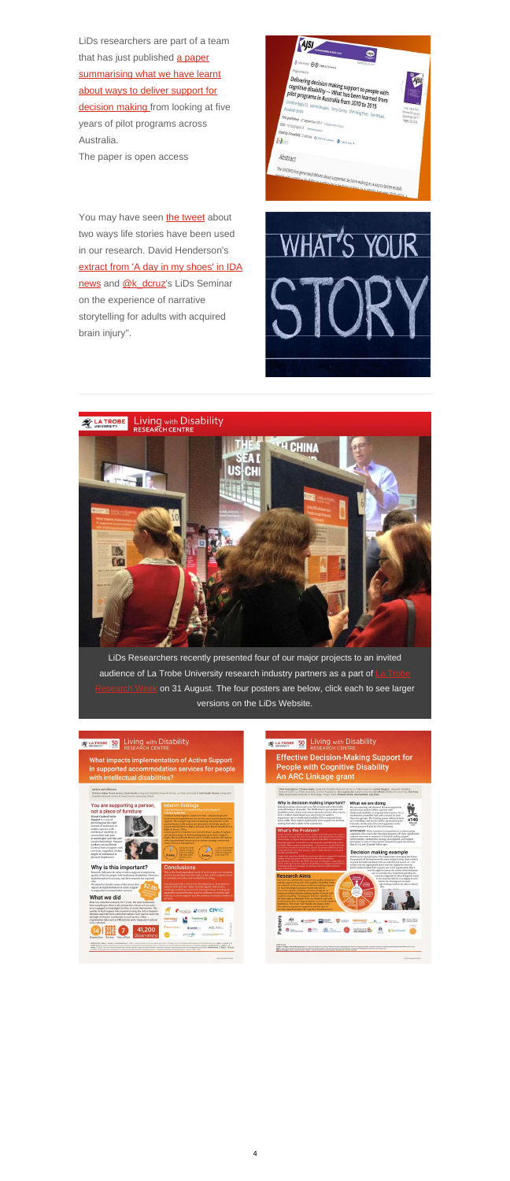LiDs researchers are part of a team that has just published a paper summarising what we have learnt about ways to deliver support for decision making from looking at five years of pilot programs across Australia.

The paper is open access

You may have seen the tweet about two ways life stories have been used in our research. David Henderson's extract from 'A day in my shoes' in IDA news and @k_dcruz's LiDs Seminar on the experience of narrative storytelling for adults with acquired brain injury".

LiDs Researchers recently presented four of our major projects to an invited audience of La Trobe University research industry partners as a part of La Trobe Research Week on 31 August. The four posters are below, click each to see larger versions on the LiDs Website.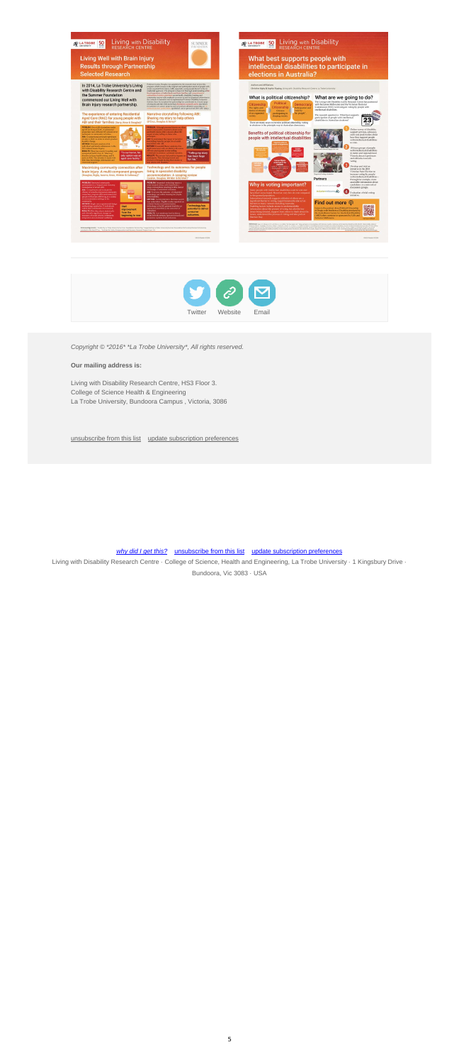## Living Well with Brain Injury Results through Partnership Selected Research

In 2014, La Trobe University's Living with Disability Research Centre and the Summer Foundation commenced our Living Well with Brain Injury research partnership.

### The experience of entering Residential Aged Care (RAC) for young people with ABI and their families

### Narrative storytelling following ABI: Sharing my story to help others

### Maximising community connection after brain injury: A multi-component program

### Technology and its outcomes for people living in specialist disability accommodation: A scoping review

## What best supports people with intellectual disabilities to participate in elections in Australia?

### What is political citizenship?

### What are we going to do?

### Benefits of political citizenship for people with intellectual disabilities

### Why is voting important?

### Partners

### Find out more

Twitter Website Email

*Copyright © *2016* *La Trobe University*, All rights reserved.*

**Our mailing address is:**

Living with Disability Research Centre, HS3 Floor 3.
College of Science Health & Engineering
La Trobe University, Bundoora Campus , Victoria, 3086

unsubscribe from this list update subscription preferences

*why did I get this?* unsubscribe from this list update subscription preferences

Living with Disability Research Centre · College of Science, Health and Engineering, La Trobe University · 1 Kingsbury Drive · Bundoora, Vic 3083 · USA